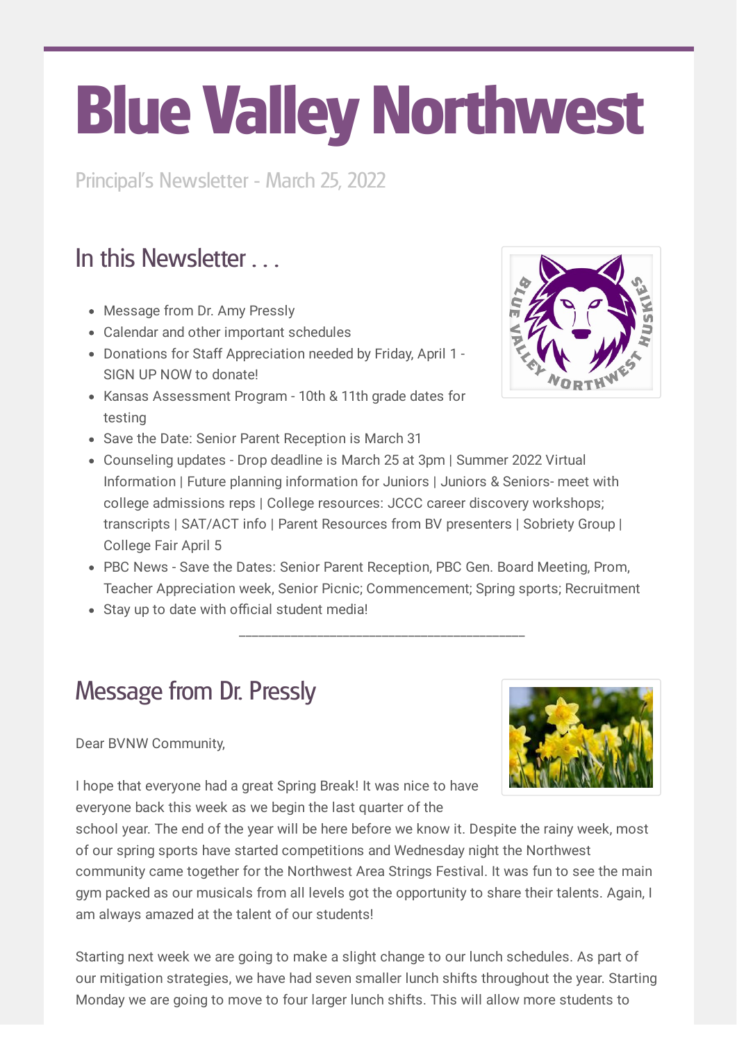# Blue Valley Northwest

Principal's Newsletter - March 25, 2022

## In this Newsletter . . .

- Message from Dr. Amy Pressly
- Calendar and other important schedules
- Donations for Staff Appreciation needed by Friday, April 1 - SIGN UP NOW to donate!
- Kansas Assessment Program - 10th & 11th grade dates for testing
- Save the Date: Senior Parent Reception is March 31
- Counseling updates - Drop deadline is March 25 at 3pm | Summer 2022 Virtual Information | Future planning information for Juniors | Juniors & Seniors- meet with college admissions reps | College resources: JCCC career discovery workshops; transcripts | SAT/ACT info | Parent Resources from BV presenters | Sobriety Group | College Fair April 5
- PBC News - Save the Dates: Senior Parent Reception, PBC Gen. Board Meeting, Prom, Teacher Appreciation week, Senior Picnic; Commencement; Spring sports; Recruitment
- Stay up to date with official student media!

___________________________________________

## Message from Dr. Pressly

Dear BVNW Community,

I hope that everyone had a great Spring Break! It was nice to have everyone back this week as we begin the last quarter of the school year. The end of the year will be here before we know it. Despite the rainy week, most of our spring sports have started competitions and Wednesday night the Northwest community came together for the Northwest Area Strings Festival. It was fun to see the main gym packed as our musicals from all levels got the opportunity to share their talents. Again, I am always amazed at the talent of our students!

Starting next week we are going to make a slight change to our lunch schedules. As part of our mitigation strategies, we have had seven smaller lunch shifts throughout the year. Starting Monday we are going to move to four larger lunch shifts. This will allow more students to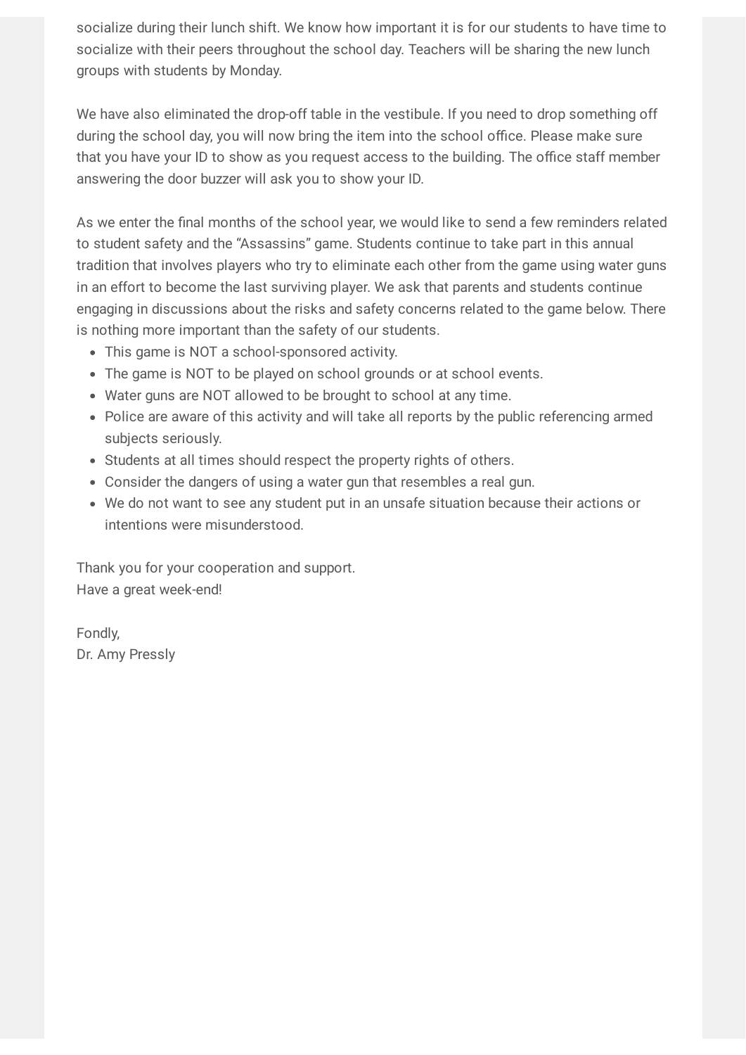socialize during their lunch shift. We know how important it is for our students to have time to socialize with their peers throughout the school day. Teachers will be sharing the new lunch groups with students by Monday.

We have also eliminated the drop-off table in the vestibule. If you need to drop something off during the school day, you will now bring the item into the school office. Please make sure that you have your ID to show as you request access to the building. The office staff member answering the door buzzer will ask you to show your ID.

As we enter the final months of the school year, we would like to send a few reminders related to student safety and the "Assassins" game. Students continue to take part in this annual tradition that involves players who try to eliminate each other from the game using water guns in an effort to become the last surviving player. We ask that parents and students continue engaging in discussions about the risks and safety concerns related to the game below. There is nothing more important than the safety of our students.

- This game is NOT a school-sponsored activity.
- The game is NOT to be played on school grounds or at school events.
- Water guns are NOT allowed to be brought to school at any time.
- Police are aware of this activity and will take all reports by the public referencing armed subjects seriously.
- Students at all times should respect the property rights of others.
- Consider the dangers of using a water gun that resembles a real gun.
- We do not want to see any student put in an unsafe situation because their actions or intentions were misunderstood.

Thank you for your cooperation and support.
Have a great week-end!

Fondly,
Dr. Amy Pressly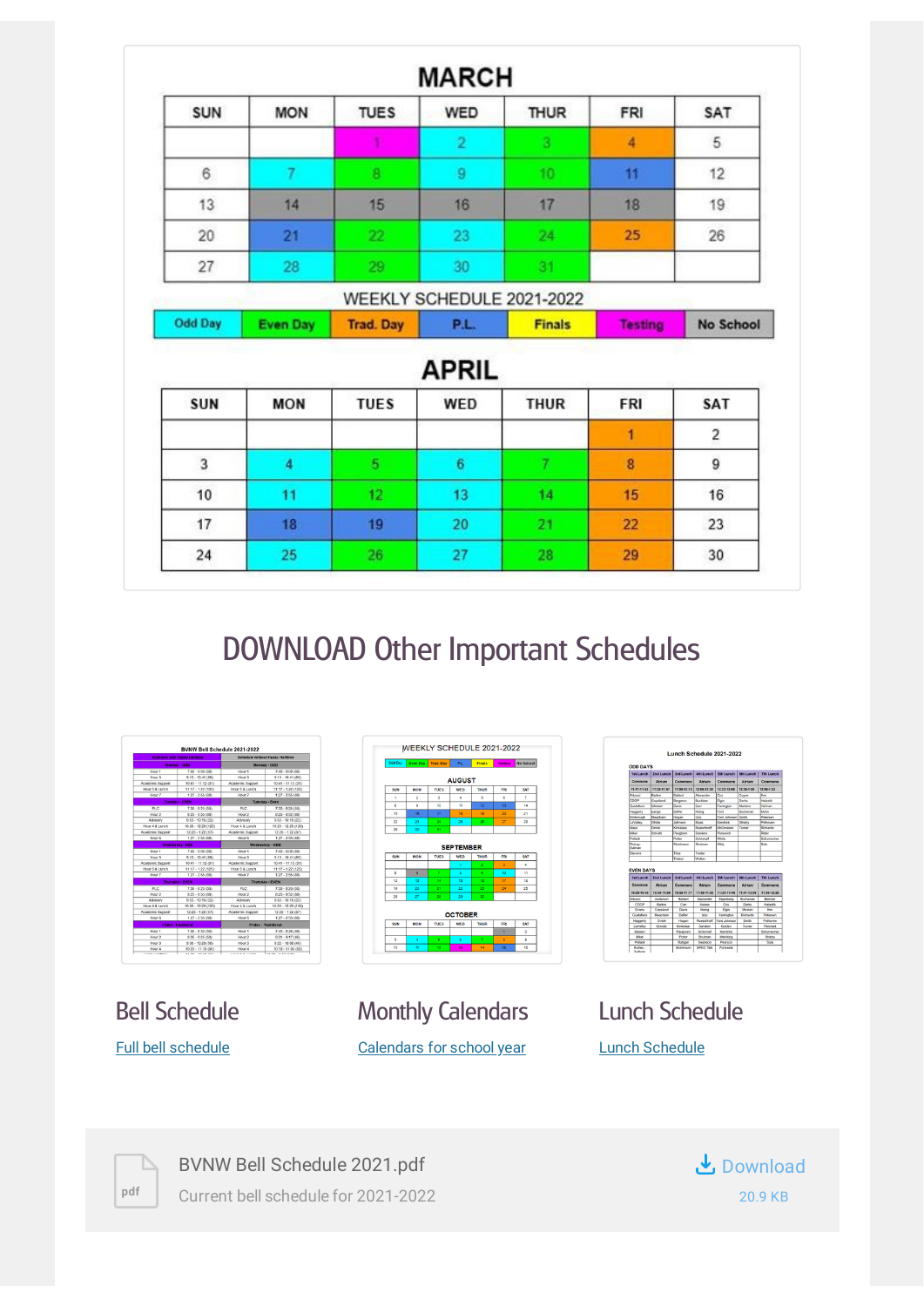## MARCH

| SUN | MON | TUES | WED | THUR | FRI | SAT |
|---|---|---|---|---|---|---|
| | | 1 | 2 | 3 | 4 | 5 |
| 6 | 7 | 8 | 9 | 10 | 11 | 12 |
| 13 | 14 | 15 | 16 | 17 | 18 | 19 |
| 20 | 21 | 22 | 23 | 24 | 25 | 26 |
| 27 | 28 | 29 | 30 | 31 | | |

WEEKLY SCHEDULE 2021-2022

| Odd Day | Even Day | Trad. Day | P.L. | Finals | Testing | No School |
|---|---|---|---|---|---|---|

## APRIL

| SUN | MON | TUES | WED | THUR | FRI | SAT |
|---|---|---|---|---|---|---|
| | | | | | 1 | 2 |
| 3 | 4 | 5 | 6 | 7 | 8 | 9 |
| 10 | 11 | 12 | 13 | 14 | 15 | 16 |
| 17 | 18 | 19 | 20 | 21 | 22 | 23 |
| 24 | 25 | 26 | 27 | 28 | 29 | 30 |

# DOWNLOAD Other Important Schedules

### Bell Schedule

Full bell schedule

### Monthly Calendars

Calendars for school year

### Lunch Schedule

Lunch Schedule

pdf

BVNW Bell Schedule 2021.pdf

Current bell schedule for 2021-2022

Download

20.9 KB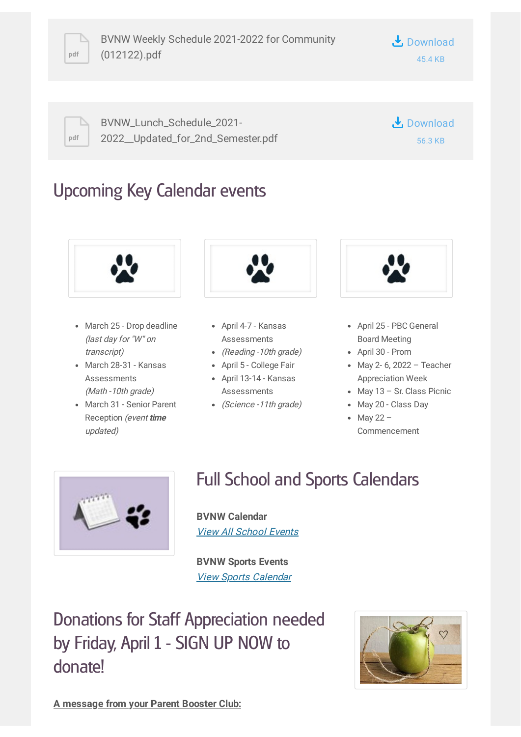BVNW Weekly Schedule 2021-2022 for Community (012122).pdf

Download
45.4 KB

BVNW_Lunch_Schedule_2021-2022__Updated_for_2nd_Semester.pdf

Download
56.3 KB

## Upcoming Key Calendar events

- March 25 - Drop deadline *(last day for "W" on transcript)*
- March 28-31 - Kansas Assessments *(Math -10th grade)*
- March 31 - Senior Parent Reception *(event **time** updated)*

- April 4-7 - Kansas Assessments
- *(Reading -10th grade)*
- April 5 - College Fair
- April 13-14 - Kansas Assessments
- *(Science -11th grade)*

- April 25 - PBC General Board Meeting
- April 30 - Prom
- May 2- 6, 2022 – Teacher Appreciation Week
- May 13 – Sr. Class Picnic
- May 20 - Class Day
- May 22 – Commencement

## Full School and Sports Calendars

**BVNW Calendar**
*View All School Events*

**BVNW Sports Events**
*View Sports Calendar*

## Donations for Staff Appreciation needed by Friday, April 1 - SIGN UP NOW to donate!

**A message from your Parent Booster Club:**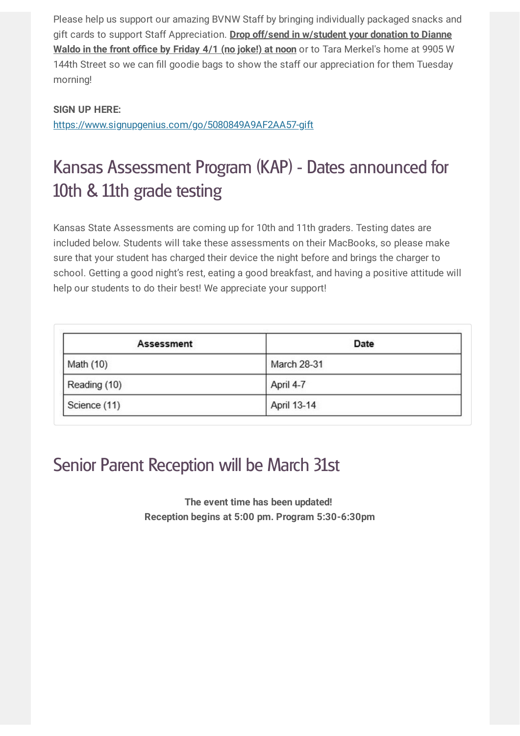Please help us support our amazing BVNW Staff by bringing individually packaged snacks and gift cards to support Staff Appreciation. **Drop off/send in w/student your donation to Dianne Waldo in the front office by Friday 4/1 (no joke!) at noon** or to Tara Merkel's home at 9905 W 144th Street so we can fill goodie bags to show the staff our appreciation for them Tuesday morning!

**SIGN UP HERE:**
https://www.signupgenius.com/go/5080849A9AF2AA57-gift

## Kansas Assessment Program (KAP) - Dates announced for 10th & 11th grade testing

Kansas State Assessments are coming up for 10th and 11th graders. Testing dates are included below. Students will take these assessments on their MacBooks, so please make sure that your student has charged their device the night before and brings the charger to school. Getting a good night's rest, eating a good breakfast, and having a positive attitude will help our students to do their best! We appreciate your support!

| Assessment | Date |
|---|---|
| Math (10) | March 28-31 |
| Reading (10) | April 4-7 |
| Science (11) | April 13-14 |

## Senior Parent Reception will be March 31st

**The event time has been updated!**
**Reception begins at 5:00 pm. Program 5:30-6:30pm**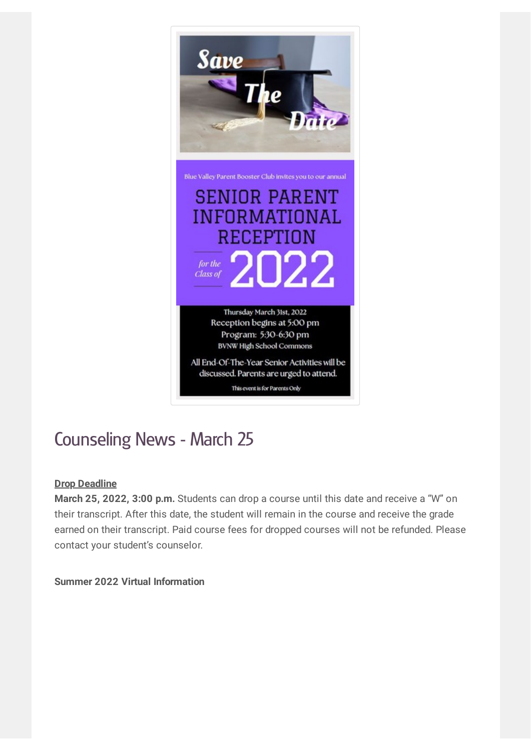Save The Date

Blue Valley Parent Booster Club invites you to our annual

SENIOR PARENT INFORMATIONAL RECEPTION

for the Class of 2022

Thursday March 31st, 2022
Reception begins at 5:00 pm
Program: 5:30-6:30 pm
BVNW High School Commons

All End-Of-The-Year Senior Activities will be discussed. Parents are urged to attend.

This event is for Parents Only

## Counseling News - March 25

**Drop Deadline**

**March 25, 2022, 3:00 p.m.** Students can drop a course until this date and receive a "W" on their transcript. After this date, the student will remain in the course and receive the grade earned on their transcript. Paid course fees for dropped courses will not be refunded. Please contact your student's counselor.

**Summer 2022 Virtual Information**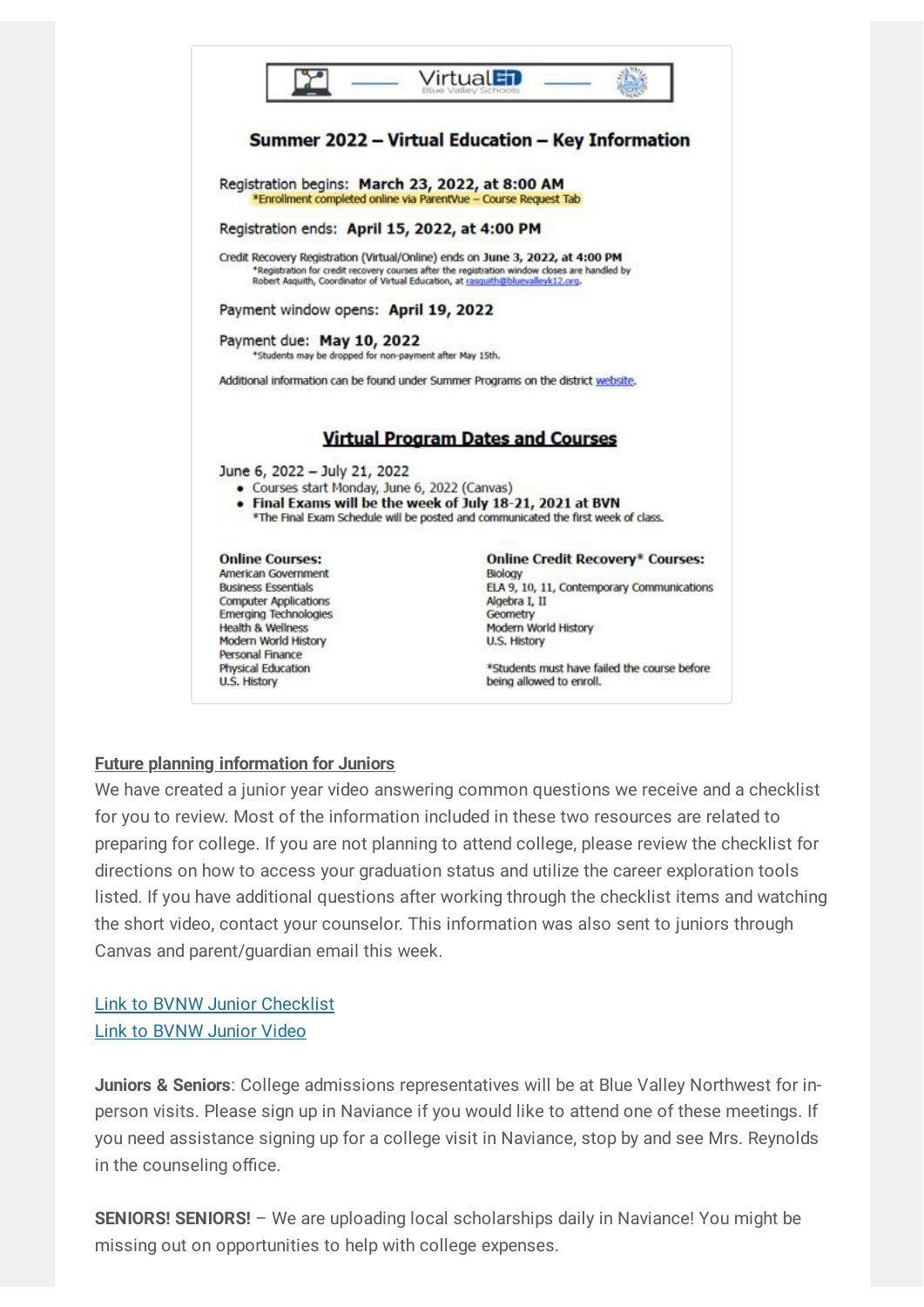VirtualED Blue Valley Schools

## Summer 2022 – Virtual Education – Key Information

Registration begins: **March 23, 2022, at 8:00 AM**
*Enrollment completed online via ParentVue – Course Request Tab

Registration ends: **April 15, 2022, at 4:00 PM**

Credit Recovery Registration (Virtual/Online) ends on **June 3, 2022, at 4:00 PM**
*Registration for credit recovery courses after the registration window closes are handled by Robert Asquith, Coordinator of Virtual Education, at [rasquith@bluevalleyk12.org](mailto:rasquith@bluevalleyk12.org).

Payment window opens: **April 19, 2022**

Payment due: **May 10, 2022**
*Students may be dropped for non-payment after May 15th.

Additional information can be found under Summer Programs on the district [website](#).

### Virtual Program Dates and Courses

June 6, 2022 – July 21, 2022

- Courses start Monday, June 6, 2022 (Canvas)
- **Final Exams will be the week of July 18-21, 2021 at BVN**

*The Final Exam Schedule will be posted and communicated the first week of class.

**Online Courses:**
American Government
Business Essentials
Computer Applications
Emerging Technologies
Health & Wellness
Modern World History
Personal Finance
Physical Education
U.S. History

**Online Credit Recovery* Courses:**
Biology
ELA 9, 10, 11, Contemporary Communications
Algebra I, II
Geometry
Modern World History
U.S. History

*Students must have failed the course before being allowed to enroll.

**Future planning information for Juniors**

We have created a junior year video answering common questions we receive and a checklist for you to review. Most of the information included in these two resources are related to preparing for college. If you are not planning to attend college, please review the checklist for directions on how to access your graduation status and utilize the career exploration tools listed. If you have additional questions after working through the checklist items and watching the short video, contact your counselor. This information was also sent to juniors through Canvas and parent/guardian email this week.

[Link to BVNW Junior Checklist](#)
[Link to BVNW Junior Video](#)

**Juniors & Seniors**: College admissions representatives will be at Blue Valley Northwest for in-person visits. Please sign up in Naviance if you would like to attend one of these meetings. If you need assistance signing up for a college visit in Naviance, stop by and see Mrs. Reynolds in the counseling office.

**SENIORS! SENIORS!** – We are uploading local scholarships daily in Naviance! You might be missing out on opportunities to help with college expenses.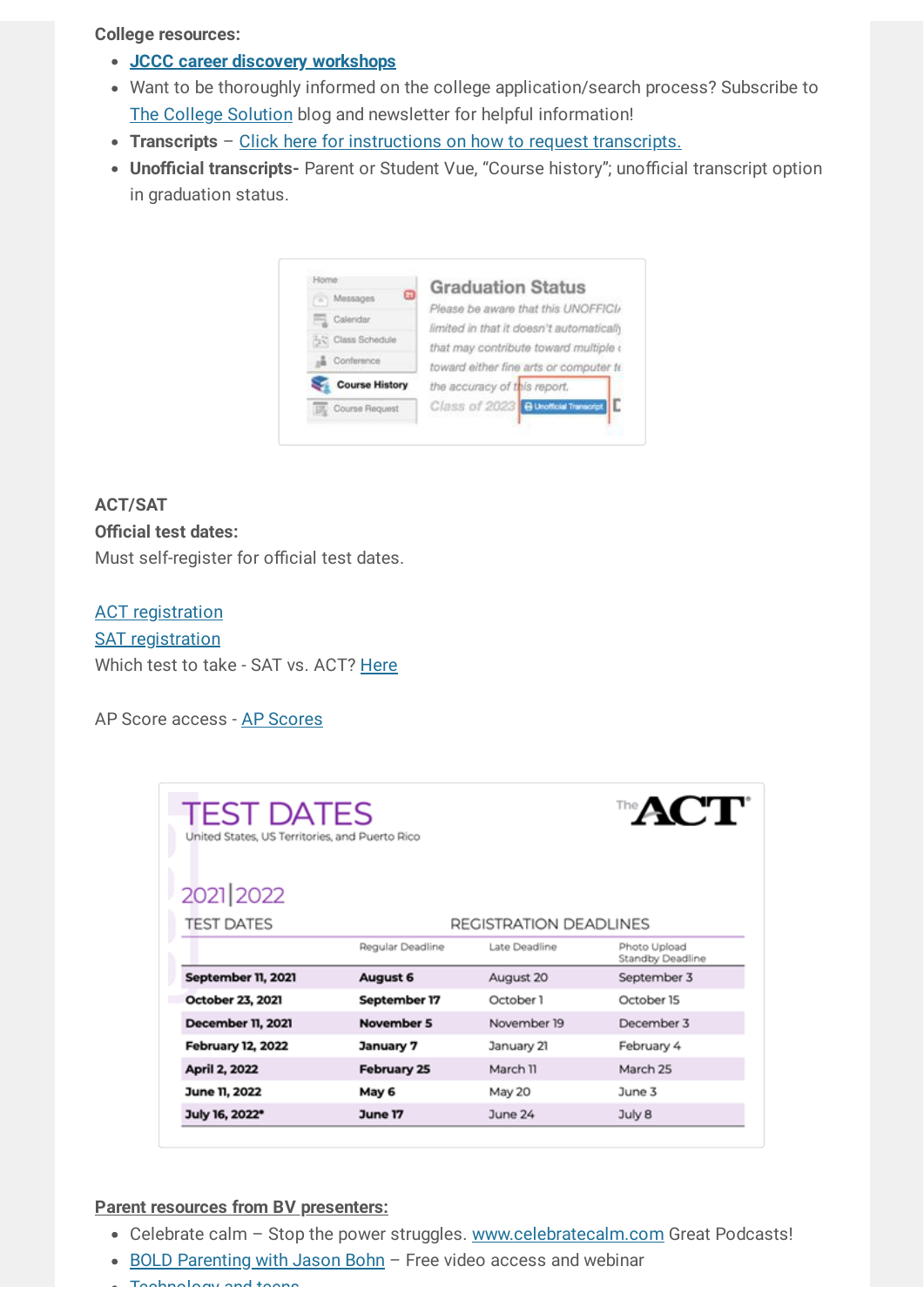**College resources:**

- **JCCC career discovery workshops**
- Want to be thoroughly informed on the college application/search process? Subscribe to The College Solution blog and newsletter for helpful information!
- **Transcripts** – Click here for instructions on how to request transcripts.
- **Unofficial transcripts-** Parent or Student Vue, "Course history"; unofficial transcript option in graduation status.

**ACT/SAT**

**Official test dates:**

Must self-register for official test dates.

ACT registration

SAT registration

Which test to take - SAT vs. ACT? Here

AP Score access - AP Scores

**TEST DATES** — The ACT

United States, US Territories, and Puerto Rico

2021|2022

| TEST DATES | REGISTRATION DEADLINES | | |
|---|---|---|---|
| | Regular Deadline | Late Deadline | Photo Upload Standby Deadline |
| **September 11, 2021** | **August 6** | August 20 | September 3 |
| **October 23, 2021** | **September 17** | October 1 | October 15 |
| **December 11, 2021** | **November 5** | November 19 | December 3 |
| **February 12, 2022** | **January 7** | January 21 | February 4 |
| **April 2, 2022** | **February 25** | March 11 | March 25 |
| **June 11, 2022** | **May 6** | May 20 | June 3 |
| **July 16, 2022*** | **June 17** | June 24 | July 8 |

**Parent resources from BV presenters:**

- Celebrate calm – Stop the power struggles. www.celebratecalm.com Great Podcasts!
- BOLD Parenting with Jason Bohn – Free video access and webinar
- Technology and teens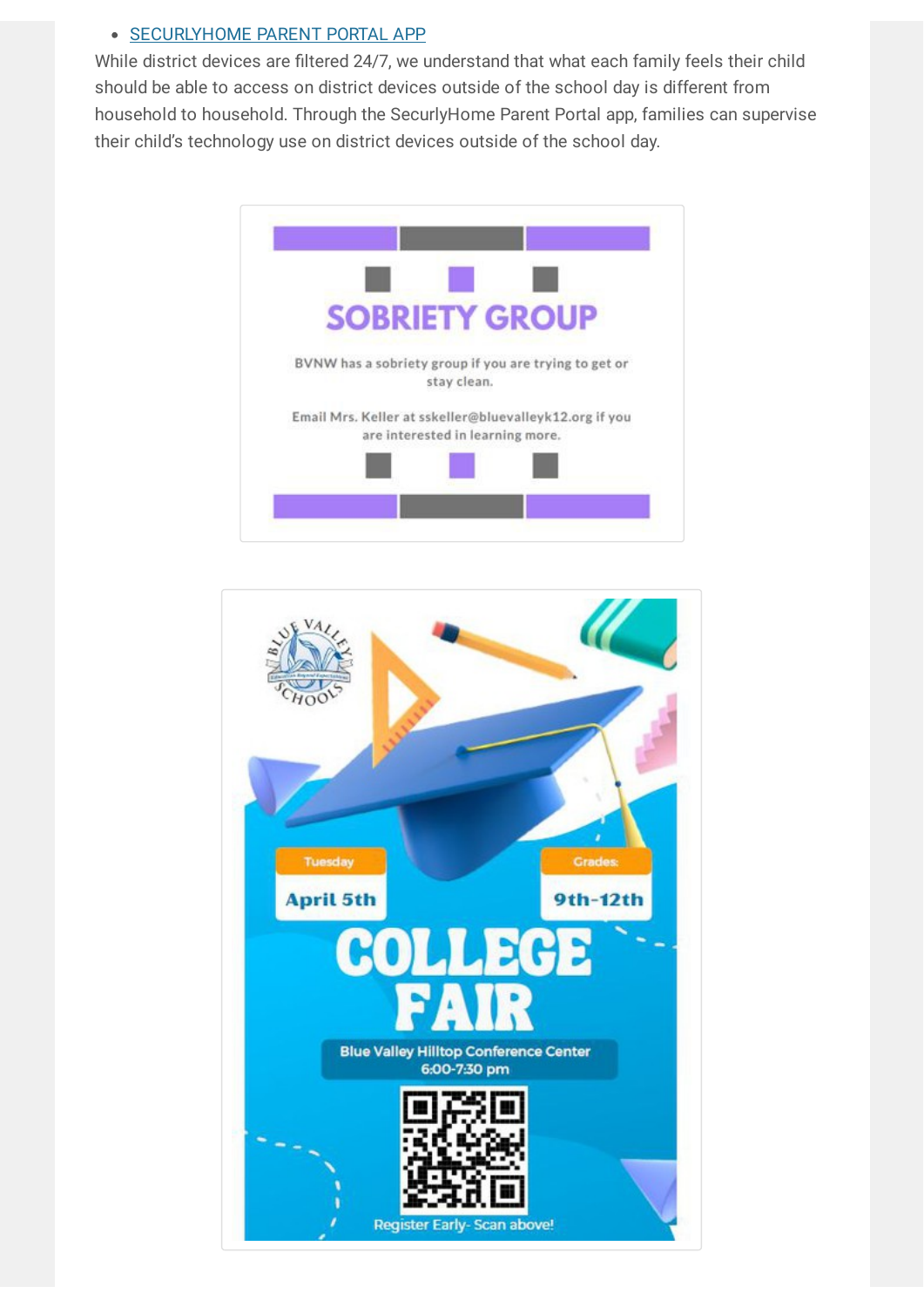- [SECURLYHOME PARENT PORTAL APP]

While district devices are filtered 24/7, we understand that what each family feels their child should be able to access on district devices outside of the school day is different from household to household. Through the SecurlyHome Parent Portal app, families can supervise their child's technology use on district devices outside of the school day.

## SOBRIETY GROUP

BVNW has a sobriety group if you are trying to get or stay clean.

Email Mrs. Keller at sskeller@bluevalleyk12.org if you are interested in learning more.

## COLLEGE FAIR

Tuesday: April 5th

Grades: 9th-12th

Blue Valley Hilltop Conference Center
6:00-7:30 pm

Register Early- Scan above!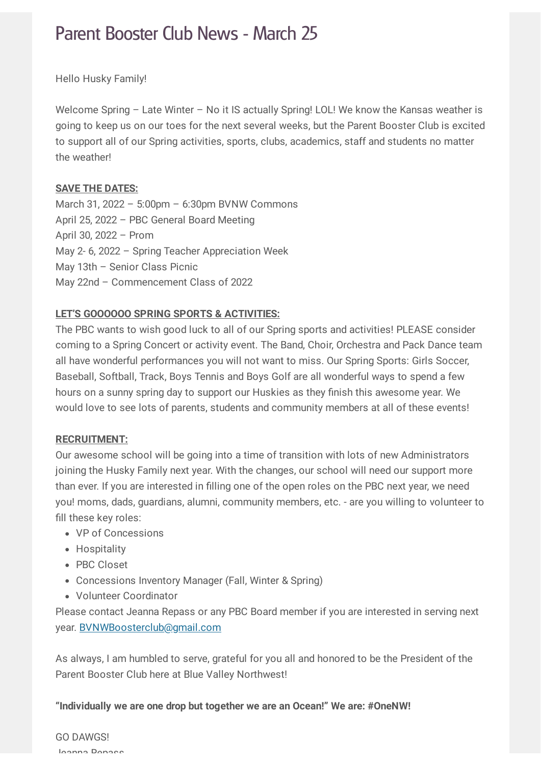# Parent Booster Club News - March 25

Hello Husky Family!

Welcome Spring – Late Winter – No it IS actually Spring! LOL! We know the Kansas weather is going to keep us on our toes for the next several weeks, but the Parent Booster Club is excited to support all of our Spring activities, sports, clubs, academics, staff and students no matter the weather!

**SAVE THE DATES:**

March 31, 2022 – 5:00pm – 6:30pm BVNW Commons
April 25, 2022 – PBC General Board Meeting
April 30, 2022 – Prom
May 2- 6, 2022 – Spring Teacher Appreciation Week
May 13th – Senior Class Picnic
May 22nd – Commencement Class of 2022

**LET'S GOOOOOO SPRING SPORTS & ACTIVITIES:**

The PBC wants to wish good luck to all of our Spring sports and activities! PLEASE consider coming to a Spring Concert or activity event. The Band, Choir, Orchestra and Pack Dance team all have wonderful performances you will not want to miss. Our Spring Sports: Girls Soccer, Baseball, Softball, Track, Boys Tennis and Boys Golf are all wonderful ways to spend a few hours on a sunny spring day to support our Huskies as they finish this awesome year. We would love to see lots of parents, students and community members at all of these events!

**RECRUITMENT:**

Our awesome school will be going into a time of transition with lots of new Administrators joining the Husky Family next year. With the changes, our school will need our support more than ever. If you are interested in filling one of the open roles on the PBC next year, we need you! moms, dads, guardians, alumni, community members, etc. - are you willing to volunteer to fill these key roles:

- VP of Concessions
- Hospitality
- PBC Closet
- Concessions Inventory Manager (Fall, Winter & Spring)
- Volunteer Coordinator

Please contact Jeanna Repass or any PBC Board member if you are interested in serving next year. BVNWBoosterclub@gmail.com

As always, I am humbled to serve, grateful for you all and honored to be the President of the Parent Booster Club here at Blue Valley Northwest!

**"Individually we are one drop but together we are an Ocean!" We are: #OneNW!**

GO DAWGS!
Jeanna Repass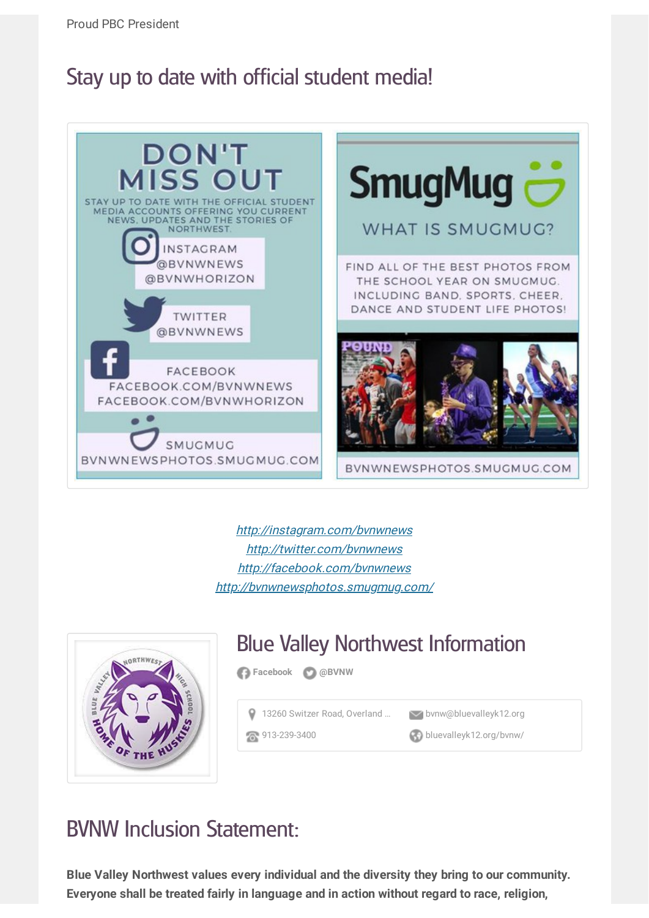Proud PBC President

## Stay up to date with official student media!

DON'T MISS OUT

STAY UP TO DATE WITH THE OFFICIAL STUDENT MEDIA ACCOUNTS OFFERING YOU CURRENT NEWS, UPDATES AND THE STORIES OF NORTHWEST.

INSTAGRAM
@BVNWNEWS
@BVNWHORIZON

TWITTER
@BVNWNEWS

FACEBOOK
FACEBOOK.COM/BVNWNEWS
FACEBOOK.COM/BVNWHORIZON

SMUGMUG
BVNWNEWSPHOTOS.SMUGMUG.COM

SmugMug

WHAT IS SMUGMUG?

FIND ALL OF THE BEST PHOTOS FROM THE SCHOOL YEAR ON SMUGMUG, INCLUDING BAND, SPORTS, CHEER, DANCE AND STUDENT LIFE PHOTOS!

BVNWNEWSPHOTOS.SMUGMUG.COM

http://instagram.com/bvnwnews
http://twitter.com/bvnwnews
http://facebook.com/bvnwnews
http://bvnwnewsphotos.smugmug.com/

## Blue Valley Northwest Information

Facebook @BVNW

13260 Switzer Road, Overland ...
913-239-3400
bvnw@bluevalleyk12.org
bluevalleyk12.org/bvnw/

## BVNW Inclusion Statement:

**Blue Valley Northwest values every individual and the diversity they bring to our community. Everyone shall be treated fairly in language and in action without regard to race, religion,**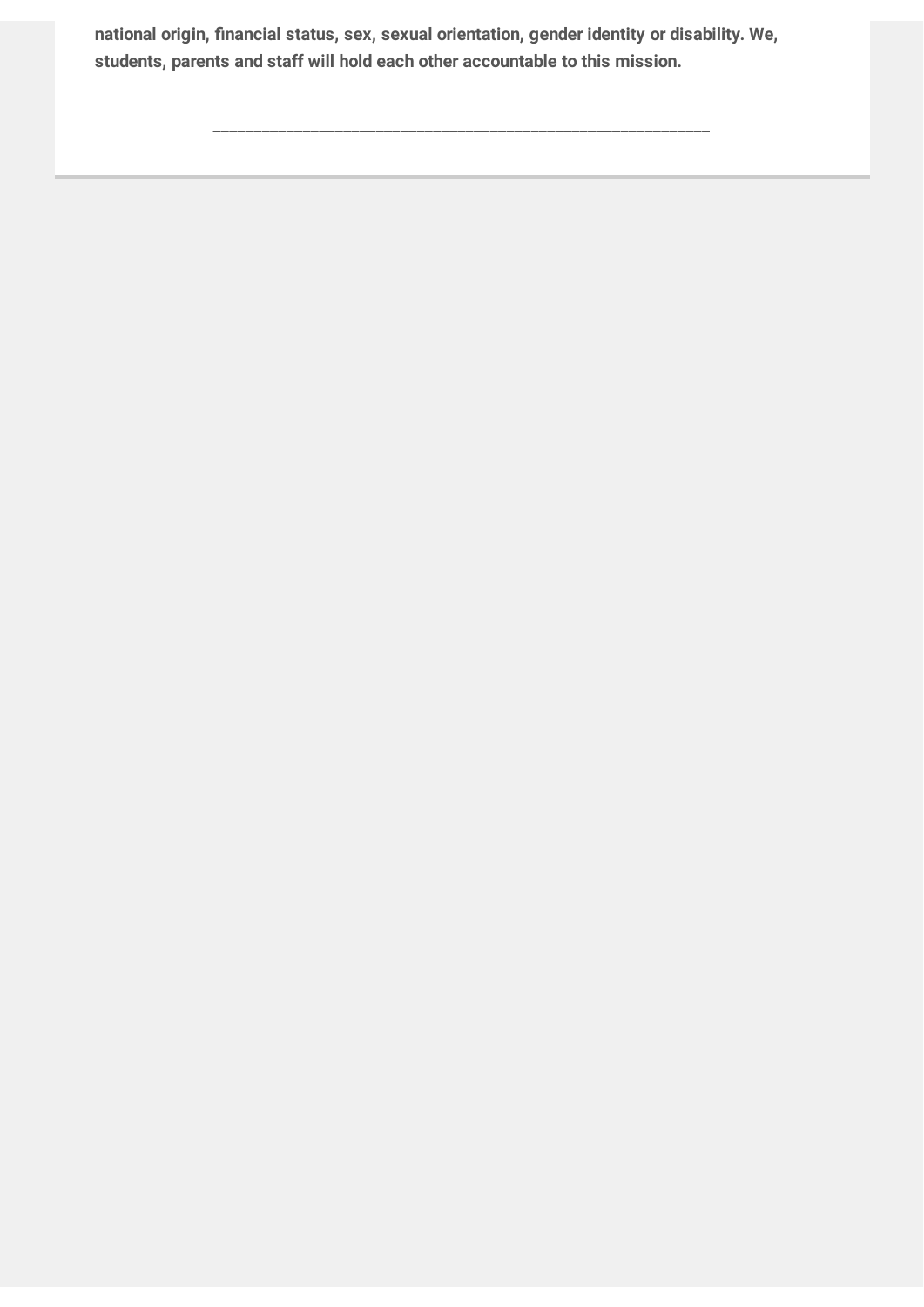**national origin, financial status, sex, sexual orientation, gender identity or disability. We, students, parents and staff will hold each other accountable to this mission.**

---